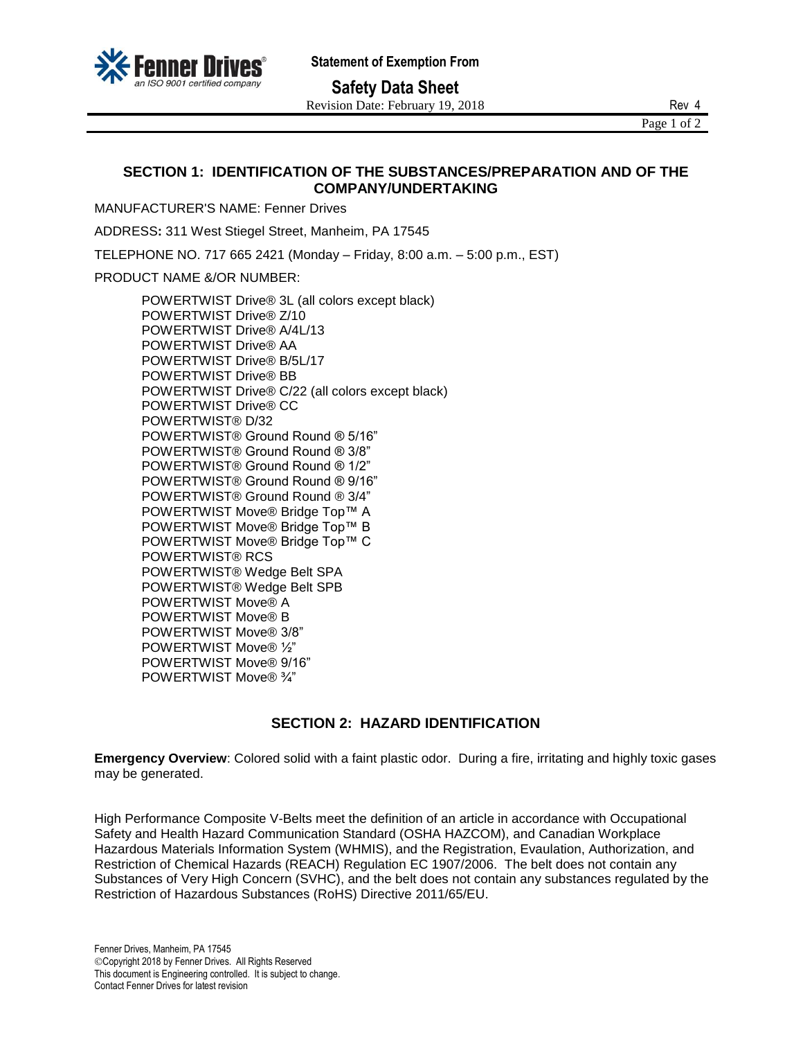# Statement of Exemption From

# Safety Data Sheet

Revision Date: February 19, 2018 Rev 4

## SECTION 1: IDENTIFICATION OF THE SUBSTANCES/PREPARATION AND OF THE COMPANY/UNDERTAKING

MANUFACTURER'S NAME: Fenner Drives

ADDRESS: 311 West Stiegel Street, Manheim, PA 17545

TELEPHONE NO. 717 665 2421 (Monday – Friday, 8:00 a.m. – 5:00 p.m., EST)

PRODUCT NAME &/OR NUMBER:

POWERTWIST Drive® 3L (all colors except black)
POWERTWIST Drive® Z/10
POWERTWIST Drive® A/4L/13
POWERTWIST Drive® AA
POWERTWIST Drive® B/5L/17
POWERTWIST Drive® BB
POWERTWIST Drive® C/22 (all colors except black)
POWERTWIST Drive® CC
POWERTWIST® D/32
POWERTWIST® Ground Round ® 5/16"
POWERTWIST® Ground Round ® 3/8"
POWERTWIST® Ground Round ® 1/2"
POWERTWIST® Ground Round ® 9/16"
POWERTWIST® Ground Round ® 3/4"
POWERTWIST Move® Bridge Top™ A
POWERTWIST Move® Bridge Top™ B
POWERTWIST Move® Bridge Top™ C
POWERTWIST® RCS
POWERTWIST® Wedge Belt SPA
POWERTWIST® Wedge Belt SPB
POWERTWIST Move® A
POWERTWIST Move® B
POWERTWIST Move® 3/8"
POWERTWIST Move® ½"
POWERTWIST Move® 9/16"
POWERTWIST Move® ¾"

## SECTION 2: HAZARD IDENTIFICATION

**Emergency Overview**: Colored solid with a faint plastic odor. During a fire, irritating and highly toxic gases may be generated.

High Performance Composite V-Belts meet the definition of an article in accordance with Occupational Safety and Health Hazard Communication Standard (OSHA HAZCOM), and Canadian Workplace Hazardous Materials Information System (WHMIS), and the Registration, Evaulation, Authorization, and Restriction of Chemical Hazards (REACH) Regulation EC 1907/2006. The belt does not contain any Substances of Very High Concern (SVHC), and the belt does not contain any substances regulated by the Restriction of Hazardous Substances (RoHS) Directive 2011/65/EU.

Fenner Drives, Manheim, PA 17545
©Copyright 2018 by Fenner Drives. All Rights Reserved
This document is Engineering controlled. It is subject to change.
Contact Fenner Drives for latest revision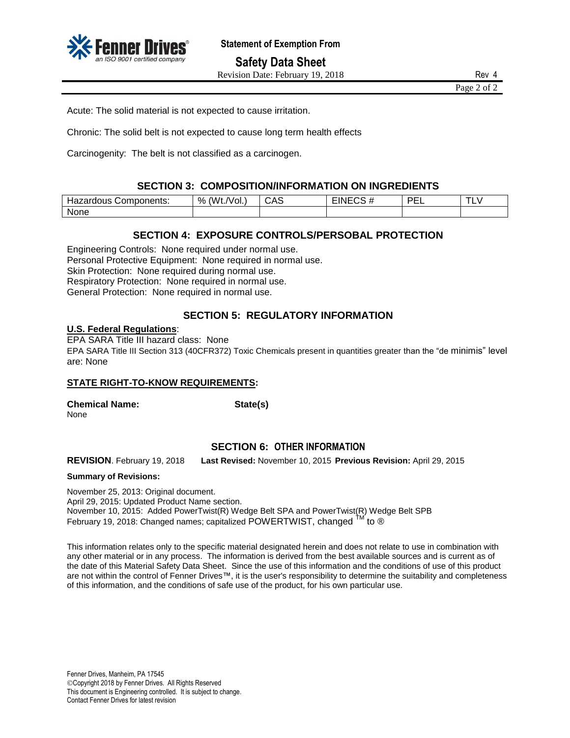Acute: The solid material is not expected to cause irritation.

Chronic: The solid belt is not expected to cause long term health effects

Carcinogenity: The belt is not classified as a carcinogen.

## SECTION 3: COMPOSITION/INFORMATION ON INGREDIENTS

| Hazardous Components: | % (Wt./Vol.) | CAS | EINECS # | PEL | TLV |
|---|---|---|---|---|---|
| None | | | | | |

## SECTION 4: EXPOSURE CONTROLS/PERSOBAL PROTECTION

Engineering Controls: None required under normal use.
Personal Protective Equipment: None required in normal use.
Skin Protection: None required during normal use.
Respiratory Protection: None required in normal use.
General Protection: None required in normal use.

## SECTION 5: REGULATORY INFORMATION

**U.S. Federal Regulations**:

EPA SARA Title III hazard class: None
EPA SARA Title III Section 313 (40CFR372) Toxic Chemicals present in quantities greater than the "de minimis" level are: None

**STATE RIGHT-TO-KNOW REQUIREMENTS:**

**Chemical Name:** **State(s)**
None

## SECTION 6: OTHER INFORMATION

**REVISION**. February 19, 2018 **Last Revised:** November 10, 2015 **Previous Revision:** April 29, 2015

**Summary of Revisions:**

November 25, 2013: Original document.
April 29, 2015: Updated Product Name section.
November 10, 2015: Added PowerTwist(R) Wedge Belt SPA and PowerTwist(R) Wedge Belt SPB
February 19, 2018: Changed names; capitalized POWERTWIST, changed ™ to ®

This information relates only to the specific material designated herein and does not relate to use in combination with any other material or in any process. The information is derived from the best available sources and is current as of the date of this Material Safety Data Sheet. Since the use of this information and the conditions of use of this product are not within the control of Fenner Drives™, it is the user's responsibility to determine the suitability and completeness of this information, and the conditions of safe use of the product, for his own particular use.

Fenner Drives, Manheim, PA 17545
©Copyright 2018 by Fenner Drives. All Rights Reserved
This document is Engineering controlled. It is subject to change.
Contact Fenner Drives for latest revision